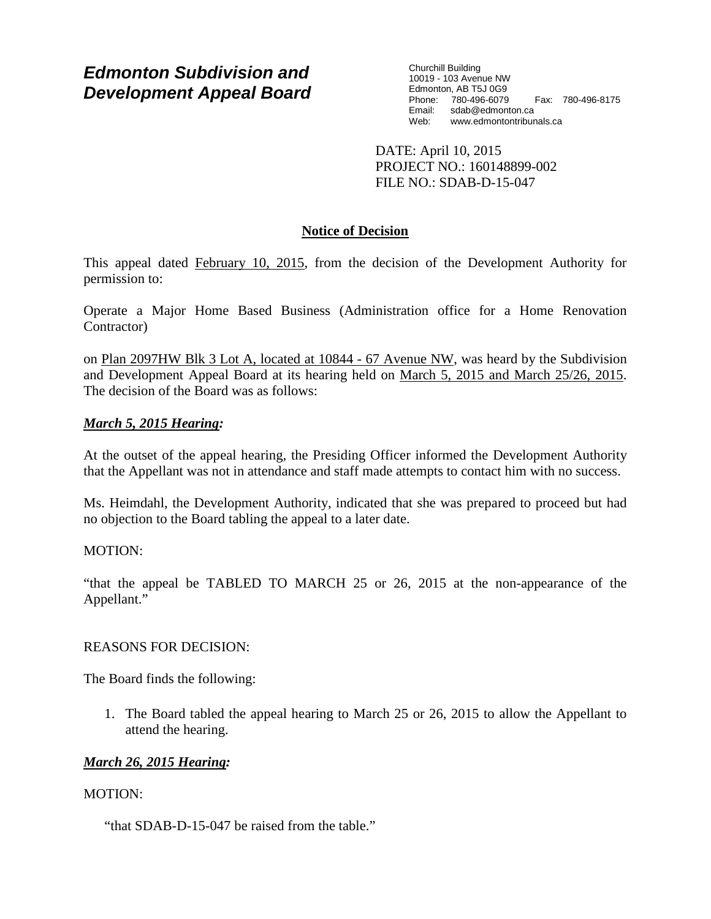# Edmonton Subdivision and Development Appeal Board

Churchill Building
10019 - 103 Avenue NW
Edmonton, AB T5J 0G9
Phone: 780-496-6079 Fax: 780-496-8175
Email: sdab@edmonton.ca
Web: www.edmontontribunals.ca

DATE: April 10, 2015
PROJECT NO.: 160148899-002
FILE NO.: SDAB-D-15-047

## Notice of Decision

This appeal dated February 10, 2015, from the decision of the Development Authority for permission to:

Operate a Major Home Based Business (Administration office for a Home Renovation Contractor)

on Plan 2097HW Blk 3 Lot A, located at 10844 - 67 Avenue NW, was heard by the Subdivision and Development Appeal Board at its hearing held on March 5, 2015 and March 25/26, 2015. The decision of the Board was as follows:

***March 5, 2015 Hearing:***

At the outset of the appeal hearing, the Presiding Officer informed the Development Authority that the Appellant was not in attendance and staff made attempts to contact him with no success.

Ms. Heimdahl, the Development Authority, indicated that she was prepared to proceed but had no objection to the Board tabling the appeal to a later date.

MOTION:

"that the appeal be TABLED TO MARCH 25 or 26, 2015 at the non-appearance of the Appellant."

REASONS FOR DECISION:

The Board finds the following:

1. The Board tabled the appeal hearing to March 25 or 26, 2015 to allow the Appellant to attend the hearing.

***March 26, 2015 Hearing:***

MOTION:

"that SDAB-D-15-047 be raised from the table."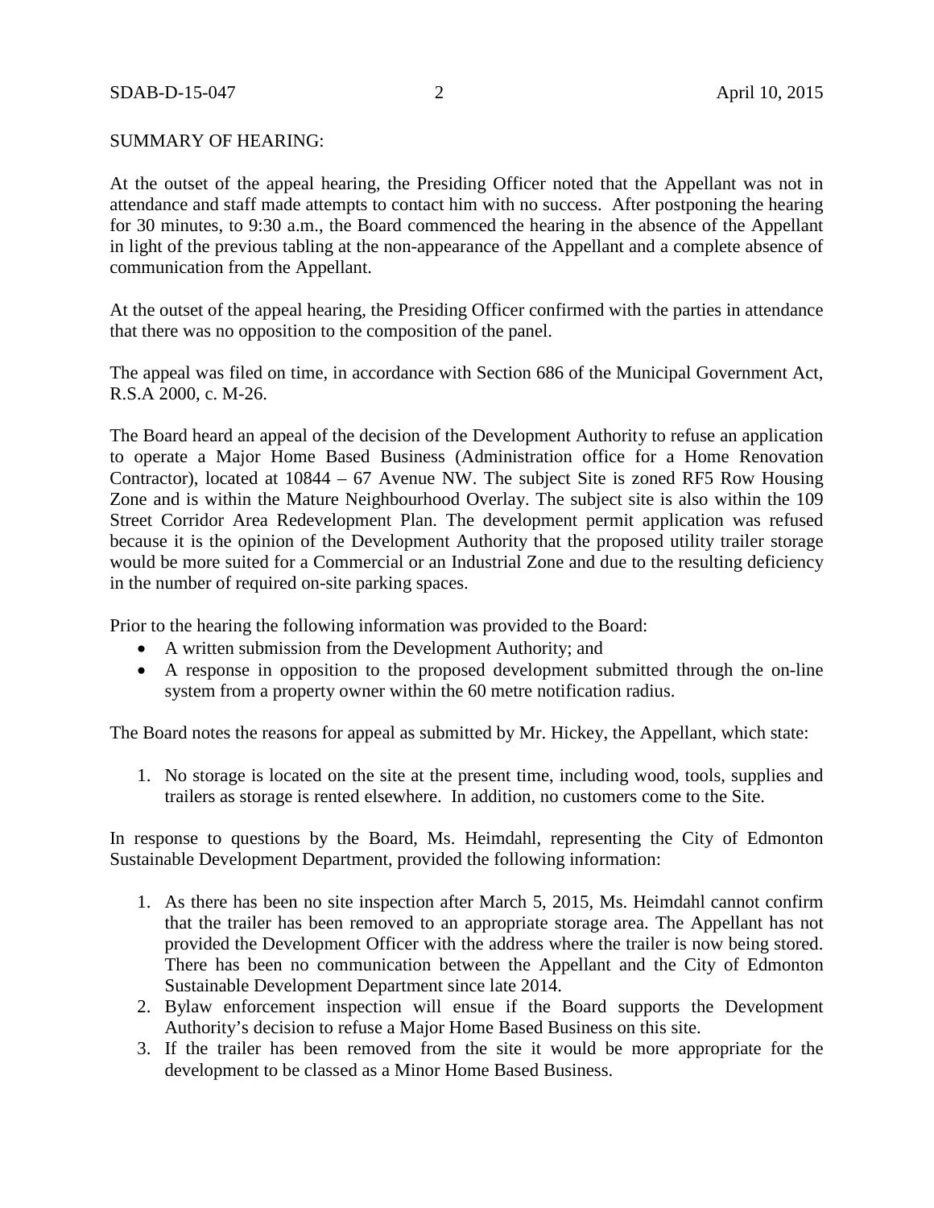SUMMARY OF HEARING:

At the outset of the appeal hearing, the Presiding Officer noted that the Appellant was not in attendance and staff made attempts to contact him with no success. After postponing the hearing for 30 minutes, to 9:30 a.m., the Board commenced the hearing in the absence of the Appellant in light of the previous tabling at the non-appearance of the Appellant and a complete absence of communication from the Appellant.

At the outset of the appeal hearing, the Presiding Officer confirmed with the parties in attendance that there was no opposition to the composition of the panel.

The appeal was filed on time, in accordance with Section 686 of the Municipal Government Act, R.S.A 2000, c. M-26.

The Board heard an appeal of the decision of the Development Authority to refuse an application to operate a Major Home Based Business (Administration office for a Home Renovation Contractor), located at 10844 – 67 Avenue NW. The subject Site is zoned RF5 Row Housing Zone and is within the Mature Neighbourhood Overlay. The subject site is also within the 109 Street Corridor Area Redevelopment Plan. The development permit application was refused because it is the opinion of the Development Authority that the proposed utility trailer storage would be more suited for a Commercial or an Industrial Zone and due to the resulting deficiency in the number of required on-site parking spaces.

Prior to the hearing the following information was provided to the Board:

- A written submission from the Development Authority; and
- A response in opposition to the proposed development submitted through the on-line system from a property owner within the 60 metre notification radius.

The Board notes the reasons for appeal as submitted by Mr. Hickey, the Appellant, which state:

1. No storage is located on the site at the present time, including wood, tools, supplies and trailers as storage is rented elsewhere. In addition, no customers come to the Site.

In response to questions by the Board, Ms. Heimdahl, representing the City of Edmonton Sustainable Development Department, provided the following information:

1. As there has been no site inspection after March 5, 2015, Ms. Heimdahl cannot confirm that the trailer has been removed to an appropriate storage area. The Appellant has not provided the Development Officer with the address where the trailer is now being stored. There has been no communication between the Appellant and the City of Edmonton Sustainable Development Department since late 2014.
2. Bylaw enforcement inspection will ensue if the Board supports the Development Authority's decision to refuse a Major Home Based Business on this site.
3. If the trailer has been removed from the site it would be more appropriate for the development to be classed as a Minor Home Based Business.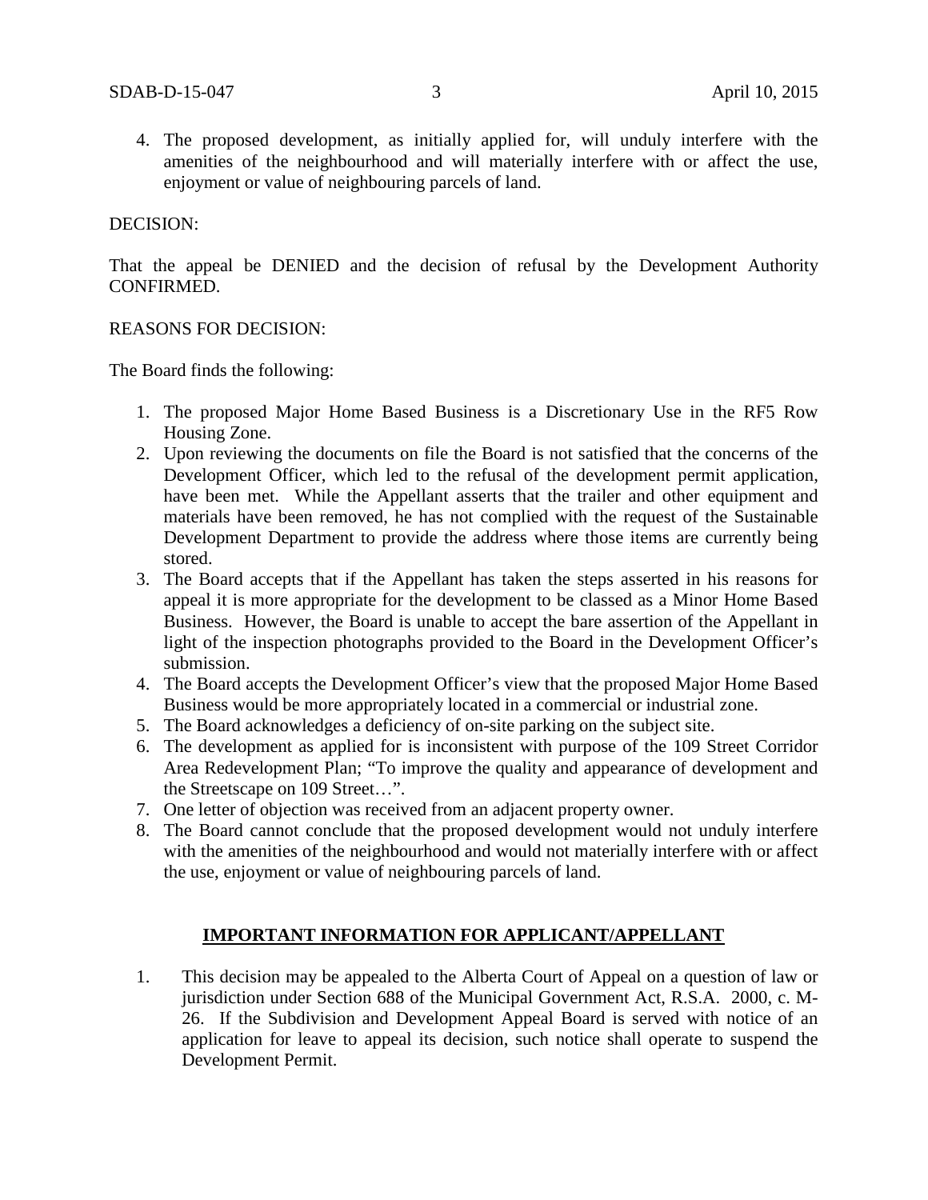4. The proposed development, as initially applied for, will unduly interfere with the amenities of the neighbourhood and will materially interfere with or affect the use, enjoyment or value of neighbouring parcels of land.

DECISION:

That the appeal be DENIED and the decision of refusal by the Development Authority CONFIRMED.

REASONS FOR DECISION:

The Board finds the following:

1. The proposed Major Home Based Business is a Discretionary Use in the RF5 Row Housing Zone.
2. Upon reviewing the documents on file the Board is not satisfied that the concerns of the Development Officer, which led to the refusal of the development permit application, have been met. While the Appellant asserts that the trailer and other equipment and materials have been removed, he has not complied with the request of the Sustainable Development Department to provide the address where those items are currently being stored.
3. The Board accepts that if the Appellant has taken the steps asserted in his reasons for appeal it is more appropriate for the development to be classed as a Minor Home Based Business. However, the Board is unable to accept the bare assertion of the Appellant in light of the inspection photographs provided to the Board in the Development Officer's submission.
4. The Board accepts the Development Officer's view that the proposed Major Home Based Business would be more appropriately located in a commercial or industrial zone.
5. The Board acknowledges a deficiency of on-site parking on the subject site.
6. The development as applied for is inconsistent with purpose of the 109 Street Corridor Area Redevelopment Plan; "To improve the quality and appearance of development and the Streetscape on 109 Street…".
7. One letter of objection was received from an adjacent property owner.
8. The Board cannot conclude that the proposed development would not unduly interfere with the amenities of the neighbourhood and would not materially interfere with or affect the use, enjoyment or value of neighbouring parcels of land.

## **IMPORTANT INFORMATION FOR APPLICANT/APPELLANT**

1. This decision may be appealed to the Alberta Court of Appeal on a question of law or jurisdiction under Section 688 of the Municipal Government Act, R.S.A. 2000, c. M-26. If the Subdivision and Development Appeal Board is served with notice of an application for leave to appeal its decision, such notice shall operate to suspend the Development Permit.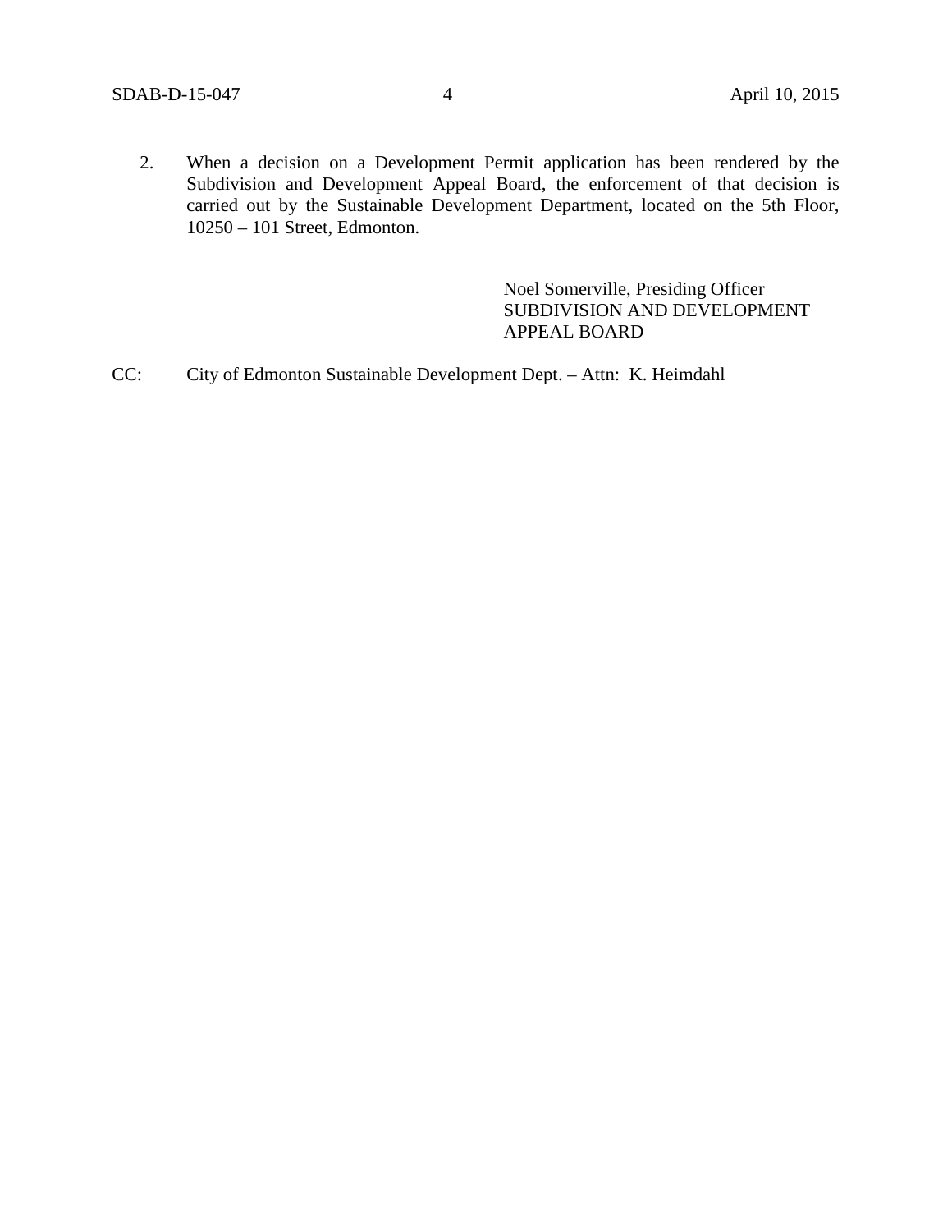2. When a decision on a Development Permit application has been rendered by the Subdivision and Development Appeal Board, the enforcement of that decision is carried out by the Sustainable Development Department, located on the 5th Floor, 10250 – 101 Street, Edmonton.

Noel Somerville, Presiding Officer
SUBDIVISION AND DEVELOPMENT
APPEAL BOARD

CC: City of Edmonton Sustainable Development Dept. – Attn: K. Heimdahl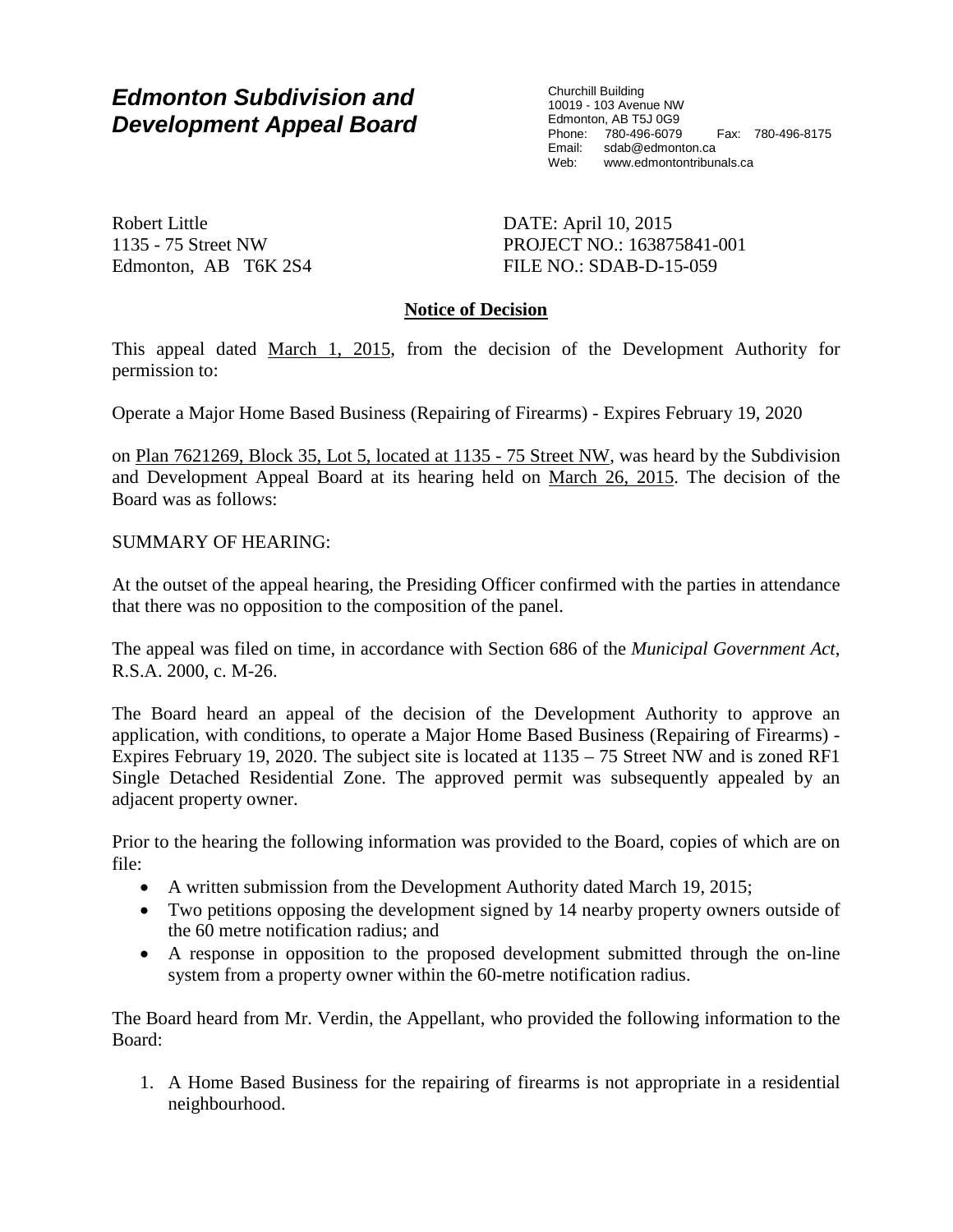# Edmonton Subdivision and Development Appeal Board

Churchill Building
10019 - 103 Avenue NW
Edmonton, AB T5J 0G9
Phone: 780-496-6079 Fax: 780-496-8175
Email: sdab@edmonton.ca
Web: www.edmontontribunals.ca

Robert Little
1135 - 75 Street NW
Edmonton, AB T6K 2S4

DATE: April 10, 2015
PROJECT NO.: 163875841-001
FILE NO.: SDAB-D-15-059

## Notice of Decision

This appeal dated March 1, 2015, from the decision of the Development Authority for permission to:

Operate a Major Home Based Business (Repairing of Firearms) - Expires February 19, 2020

on Plan 7621269, Block 35, Lot 5, located at 1135 - 75 Street NW, was heard by the Subdivision and Development Appeal Board at its hearing held on March 26, 2015. The decision of the Board was as follows:

SUMMARY OF HEARING:

At the outset of the appeal hearing, the Presiding Officer confirmed with the parties in attendance that there was no opposition to the composition of the panel.

The appeal was filed on time, in accordance with Section 686 of the *Municipal Government Act*, R.S.A. 2000, c. M-26.

The Board heard an appeal of the decision of the Development Authority to approve an application, with conditions, to operate a Major Home Based Business (Repairing of Firearms) - Expires February 19, 2020. The subject site is located at 1135 – 75 Street NW and is zoned RF1 Single Detached Residential Zone. The approved permit was subsequently appealed by an adjacent property owner.

Prior to the hearing the following information was provided to the Board, copies of which are on file:

- A written submission from the Development Authority dated March 19, 2015;
- Two petitions opposing the development signed by 14 nearby property owners outside of the 60 metre notification radius; and
- A response in opposition to the proposed development submitted through the on-line system from a property owner within the 60-metre notification radius.

The Board heard from Mr. Verdin, the Appellant, who provided the following information to the Board:

1. A Home Based Business for the repairing of firearms is not appropriate in a residential neighbourhood.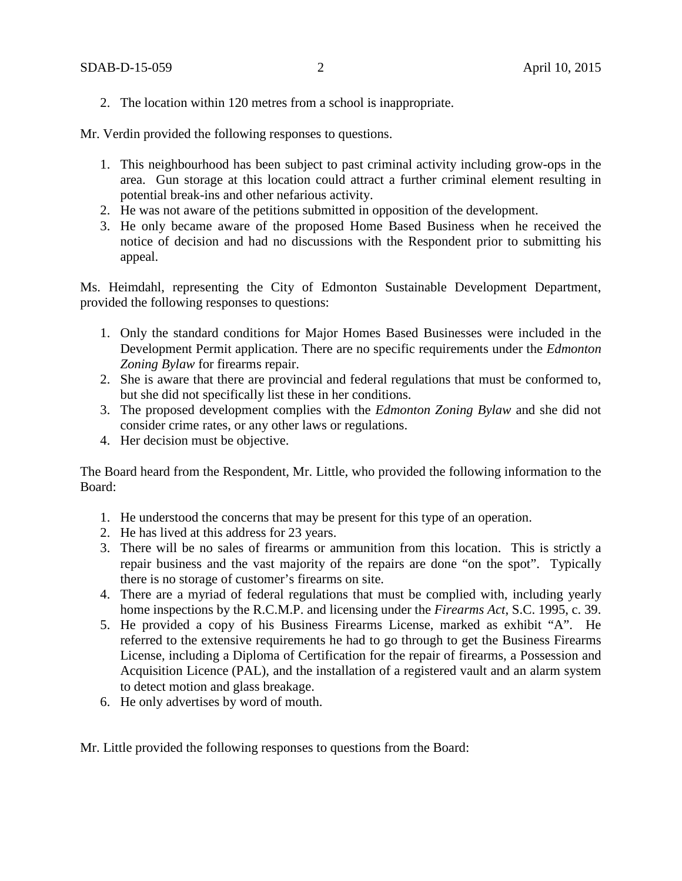2. The location within 120 metres from a school is inappropriate.

Mr. Verdin provided the following responses to questions.

1. This neighbourhood has been subject to past criminal activity including grow-ops in the area. Gun storage at this location could attract a further criminal element resulting in potential break-ins and other nefarious activity.
2. He was not aware of the petitions submitted in opposition of the development.
3. He only became aware of the proposed Home Based Business when he received the notice of decision and had no discussions with the Respondent prior to submitting his appeal.

Ms. Heimdahl, representing the City of Edmonton Sustainable Development Department, provided the following responses to questions:

1. Only the standard conditions for Major Homes Based Businesses were included in the Development Permit application. There are no specific requirements under the *Edmonton Zoning Bylaw* for firearms repair.
2. She is aware that there are provincial and federal regulations that must be conformed to, but she did not specifically list these in her conditions.
3. The proposed development complies with the *Edmonton Zoning Bylaw* and she did not consider crime rates, or any other laws or regulations.
4. Her decision must be objective.

The Board heard from the Respondent, Mr. Little, who provided the following information to the Board:

1. He understood the concerns that may be present for this type of an operation.
2. He has lived at this address for 23 years.
3. There will be no sales of firearms or ammunition from this location. This is strictly a repair business and the vast majority of the repairs are done "on the spot". Typically there is no storage of customer's firearms on site.
4. There are a myriad of federal regulations that must be complied with, including yearly home inspections by the R.C.M.P. and licensing under the *Firearms Act*, S.C. 1995, c. 39.
5. He provided a copy of his Business Firearms License, marked as exhibit "A". He referred to the extensive requirements he had to go through to get the Business Firearms License, including a Diploma of Certification for the repair of firearms, a Possession and Acquisition Licence (PAL), and the installation of a registered vault and an alarm system to detect motion and glass breakage.
6. He only advertises by word of mouth.

Mr. Little provided the following responses to questions from the Board: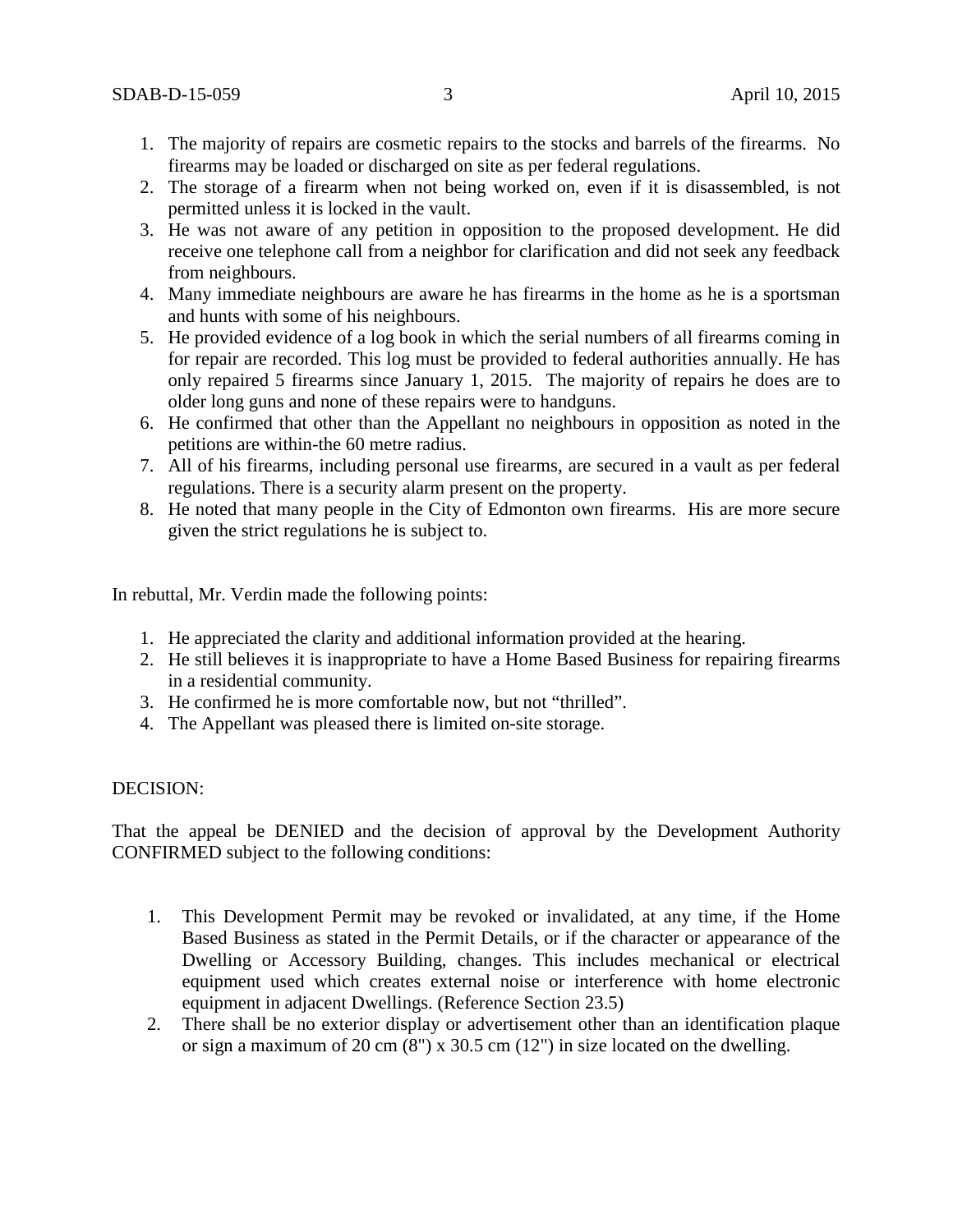1. The majority of repairs are cosmetic repairs to the stocks and barrels of the firearms. No firearms may be loaded or discharged on site as per federal regulations.
2. The storage of a firearm when not being worked on, even if it is disassembled, is not permitted unless it is locked in the vault.
3. He was not aware of any petition in opposition to the proposed development. He did receive one telephone call from a neighbor for clarification and did not seek any feedback from neighbours.
4. Many immediate neighbours are aware he has firearms in the home as he is a sportsman and hunts with some of his neighbours.
5. He provided evidence of a log book in which the serial numbers of all firearms coming in for repair are recorded. This log must be provided to federal authorities annually. He has only repaired 5 firearms since January 1, 2015. The majority of repairs he does are to older long guns and none of these repairs were to handguns.
6. He confirmed that other than the Appellant no neighbours in opposition as noted in the petitions are within-the 60 metre radius.
7. All of his firearms, including personal use firearms, are secured in a vault as per federal regulations. There is a security alarm present on the property.
8. He noted that many people in the City of Edmonton own firearms. His are more secure given the strict regulations he is subject to.

In rebuttal, Mr. Verdin made the following points:

1. He appreciated the clarity and additional information provided at the hearing.
2. He still believes it is inappropriate to have a Home Based Business for repairing firearms in a residential community.
3. He confirmed he is more comfortable now, but not "thrilled".
4. The Appellant was pleased there is limited on-site storage.

DECISION:

That the appeal be DENIED and the decision of approval by the Development Authority CONFIRMED subject to the following conditions:

1. This Development Permit may be revoked or invalidated, at any time, if the Home Based Business as stated in the Permit Details, or if the character or appearance of the Dwelling or Accessory Building, changes. This includes mechanical or electrical equipment used which creates external noise or interference with home electronic equipment in adjacent Dwellings. (Reference Section 23.5)
2. There shall be no exterior display or advertisement other than an identification plaque or sign a maximum of 20 cm (8") x 30.5 cm (12") in size located on the dwelling.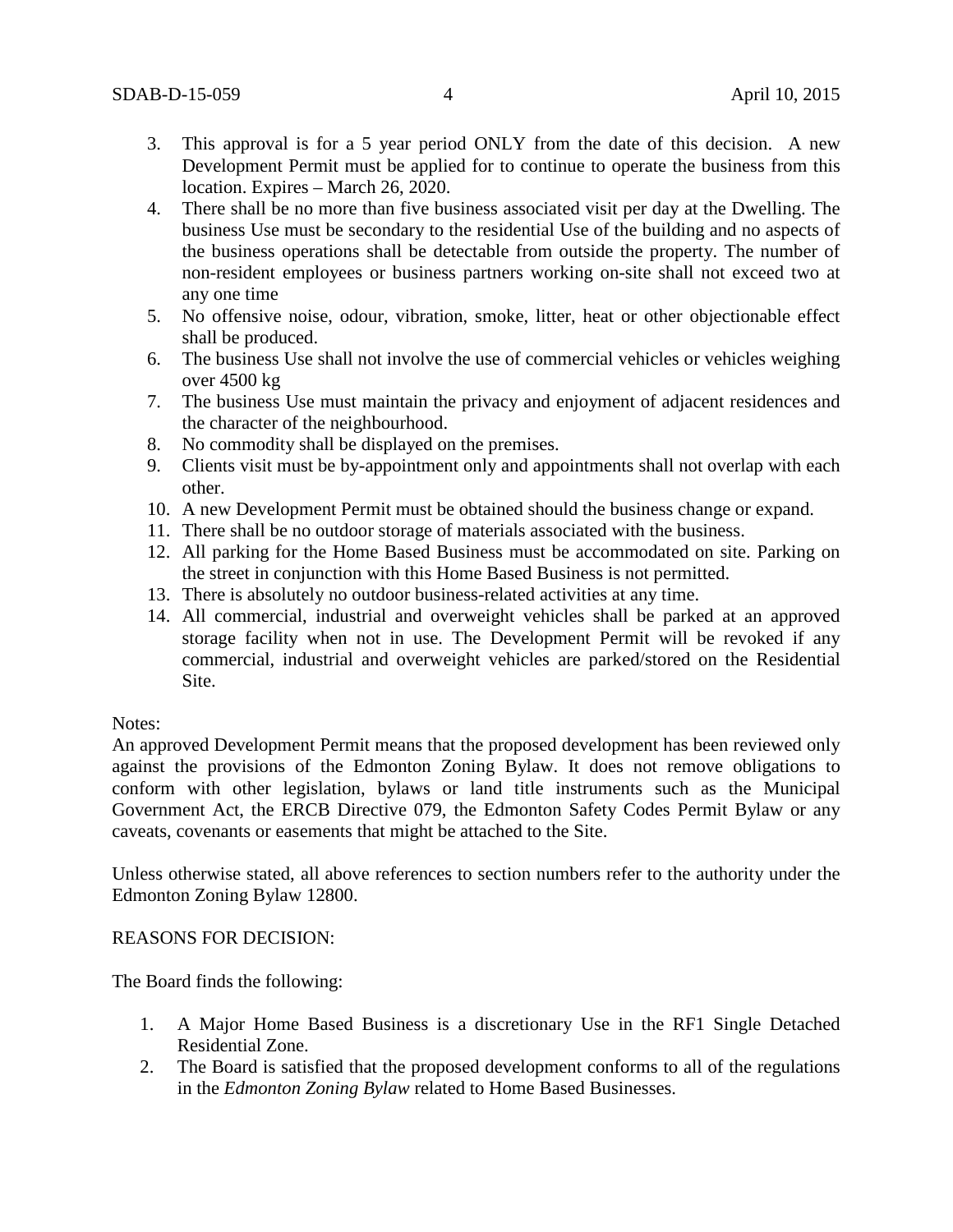3. This approval is for a 5 year period ONLY from the date of this decision. A new Development Permit must be applied for to continue to operate the business from this location. Expires – March 26, 2020.
4. There shall be no more than five business associated visit per day at the Dwelling. The business Use must be secondary to the residential Use of the building and no aspects of the business operations shall be detectable from outside the property. The number of non-resident employees or business partners working on-site shall not exceed two at any one time
5. No offensive noise, odour, vibration, smoke, litter, heat or other objectionable effect shall be produced.
6. The business Use shall not involve the use of commercial vehicles or vehicles weighing over 4500 kg
7. The business Use must maintain the privacy and enjoyment of adjacent residences and the character of the neighbourhood.
8. No commodity shall be displayed on the premises.
9. Clients visit must be by-appointment only and appointments shall not overlap with each other.
10. A new Development Permit must be obtained should the business change or expand.
11. There shall be no outdoor storage of materials associated with the business.
12. All parking for the Home Based Business must be accommodated on site. Parking on the street in conjunction with this Home Based Business is not permitted.
13. There is absolutely no outdoor business-related activities at any time.
14. All commercial, industrial and overweight vehicles shall be parked at an approved storage facility when not in use. The Development Permit will be revoked if any commercial, industrial and overweight vehicles are parked/stored on the Residential Site.

Notes:
An approved Development Permit means that the proposed development has been reviewed only against the provisions of the Edmonton Zoning Bylaw. It does not remove obligations to conform with other legislation, bylaws or land title instruments such as the Municipal Government Act, the ERCB Directive 079, the Edmonton Safety Codes Permit Bylaw or any caveats, covenants or easements that might be attached to the Site.

Unless otherwise stated, all above references to section numbers refer to the authority under the Edmonton Zoning Bylaw 12800.

REASONS FOR DECISION:

The Board finds the following:

1. A Major Home Based Business is a discretionary Use in the RF1 Single Detached Residential Zone.
2. The Board is satisfied that the proposed development conforms to all of the regulations in the *Edmonton Zoning Bylaw* related to Home Based Businesses.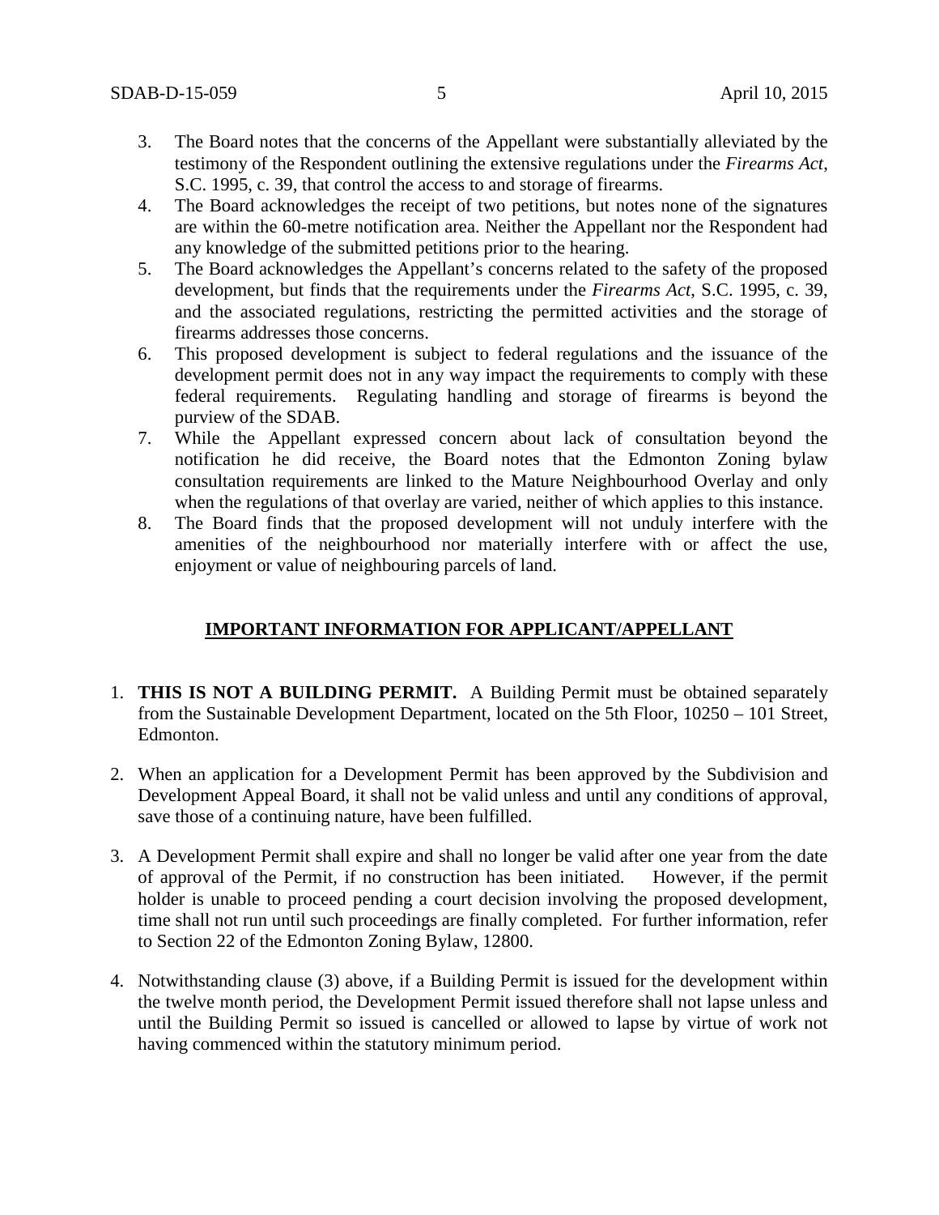3. The Board notes that the concerns of the Appellant were substantially alleviated by the testimony of the Respondent outlining the extensive regulations under the *Firearms Act*, S.C. 1995, c. 39, that control the access to and storage of firearms.
4. The Board acknowledges the receipt of two petitions, but notes none of the signatures are within the 60-metre notification area. Neither the Appellant nor the Respondent had any knowledge of the submitted petitions prior to the hearing.
5. The Board acknowledges the Appellant's concerns related to the safety of the proposed development, but finds that the requirements under the *Firearms Act*, S.C. 1995, c. 39, and the associated regulations, restricting the permitted activities and the storage of firearms addresses those concerns.
6. This proposed development is subject to federal regulations and the issuance of the development permit does not in any way impact the requirements to comply with these federal requirements. Regulating handling and storage of firearms is beyond the purview of the SDAB.
7. While the Appellant expressed concern about lack of consultation beyond the notification he did receive, the Board notes that the Edmonton Zoning bylaw consultation requirements are linked to the Mature Neighbourhood Overlay and only when the regulations of that overlay are varied, neither of which applies to this instance.
8. The Board finds that the proposed development will not unduly interfere with the amenities of the neighbourhood nor materially interfere with or affect the use, enjoyment or value of neighbouring parcels of land.

## IMPORTANT INFORMATION FOR APPLICANT/APPELLANT

1. **THIS IS NOT A BUILDING PERMIT.** A Building Permit must be obtained separately from the Sustainable Development Department, located on the 5th Floor, 10250 – 101 Street, Edmonton.

2. When an application for a Development Permit has been approved by the Subdivision and Development Appeal Board, it shall not be valid unless and until any conditions of approval, save those of a continuing nature, have been fulfilled.

3. A Development Permit shall expire and shall no longer be valid after one year from the date of approval of the Permit, if no construction has been initiated. However, if the permit holder is unable to proceed pending a court decision involving the proposed development, time shall not run until such proceedings are finally completed. For further information, refer to Section 22 of the Edmonton Zoning Bylaw, 12800.

4. Notwithstanding clause (3) above, if a Building Permit is issued for the development within the twelve month period, the Development Permit issued therefore shall not lapse unless and until the Building Permit so issued is cancelled or allowed to lapse by virtue of work not having commenced within the statutory minimum period.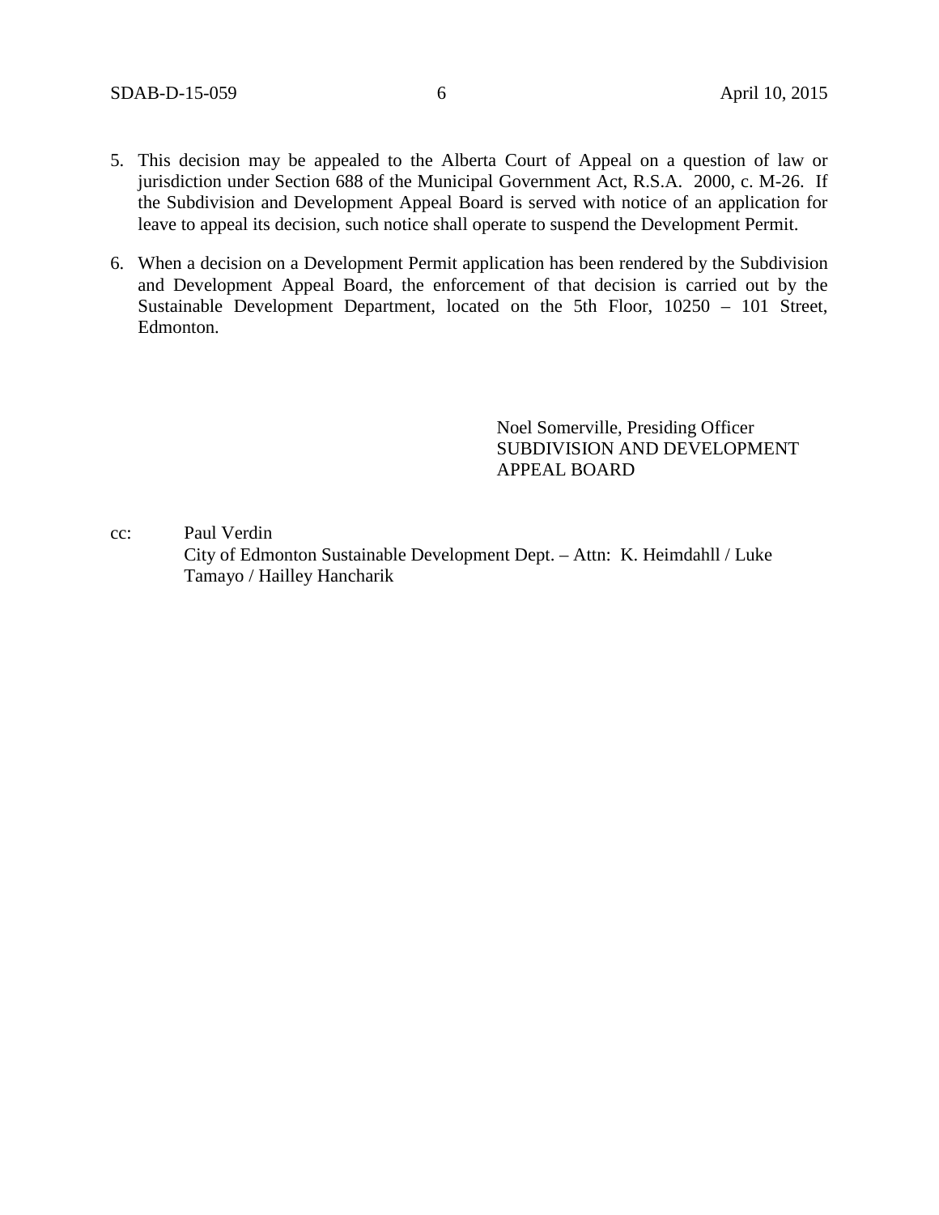5. This decision may be appealed to the Alberta Court of Appeal on a question of law or jurisdiction under Section 688 of the Municipal Government Act, R.S.A. 2000, c. M-26. If the Subdivision and Development Appeal Board is served with notice of an application for leave to appeal its decision, such notice shall operate to suspend the Development Permit.

6. When a decision on a Development Permit application has been rendered by the Subdivision and Development Appeal Board, the enforcement of that decision is carried out by the Sustainable Development Department, located on the 5th Floor, 10250 – 101 Street, Edmonton.

Noel Somerville, Presiding Officer
SUBDIVISION AND DEVELOPMENT
APPEAL BOARD

cc: Paul Verdin
City of Edmonton Sustainable Development Dept. – Attn: K. Heimdahll / Luke Tamayo / Hailley Hancharik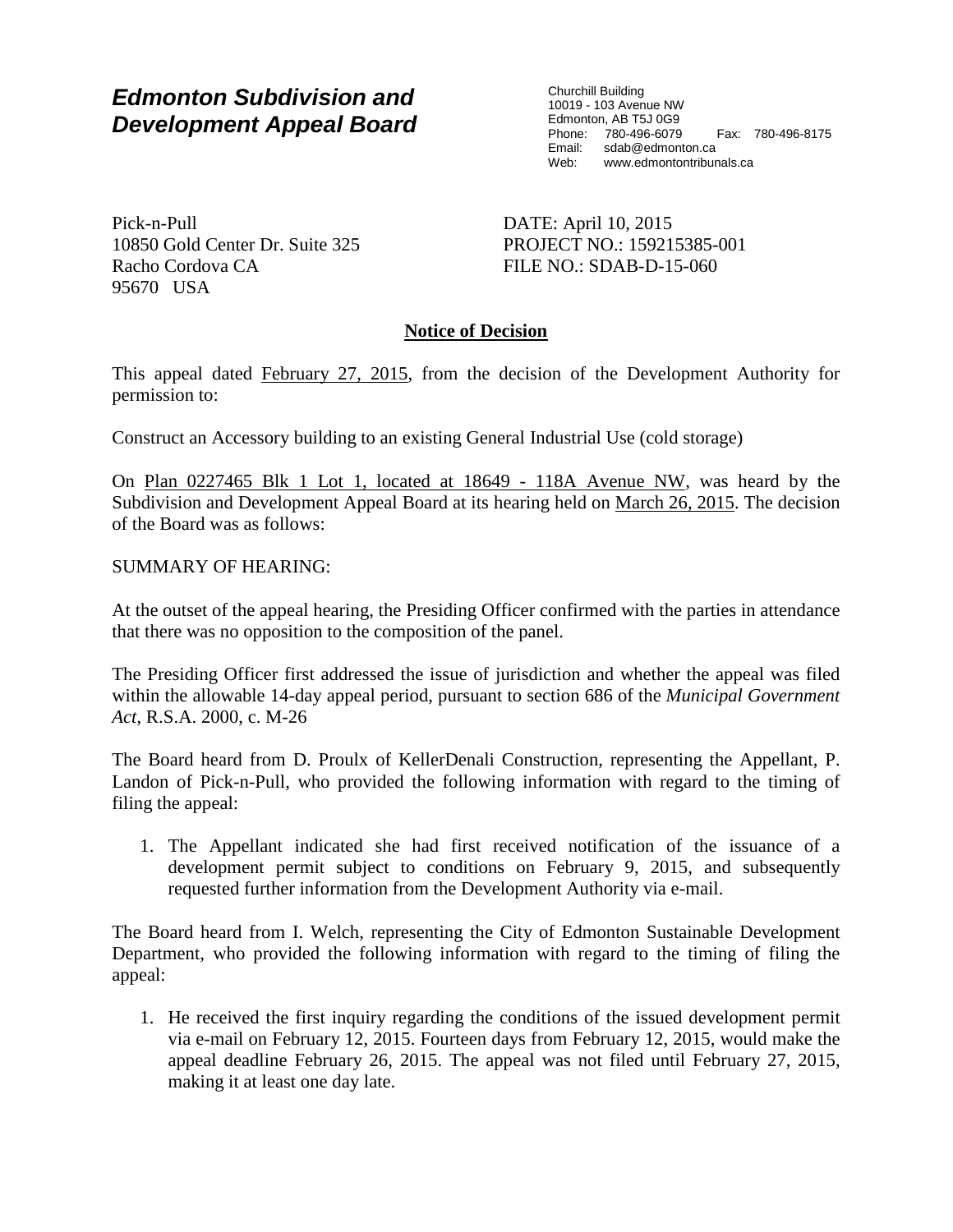**Edmonton Subdivision and Development Appeal Board**

Churchill Building
10019 - 103 Avenue NW
Edmonton, AB T5J 0G9
Phone: 780-496-6079 Fax: 780-496-8175
Email: sdab@edmonton.ca
Web: www.edmontontribunals.ca

Pick-n-Pull
10850 Gold Center Dr. Suite 325
Racho Cordova CA
95670 USA

DATE: April 10, 2015
PROJECT NO.: 159215385-001
FILE NO.: SDAB-D-15-060

## Notice of Decision

This appeal dated February 27, 2015, from the decision of the Development Authority for permission to:

Construct an Accessory building to an existing General Industrial Use (cold storage)

On Plan 0227465 Blk 1 Lot 1, located at 18649 - 118A Avenue NW, was heard by the Subdivision and Development Appeal Board at its hearing held on March 26, 2015. The decision of the Board was as follows:

SUMMARY OF HEARING:

At the outset of the appeal hearing, the Presiding Officer confirmed with the parties in attendance that there was no opposition to the composition of the panel.

The Presiding Officer first addressed the issue of jurisdiction and whether the appeal was filed within the allowable 14-day appeal period, pursuant to section 686 of the *Municipal Government Act*, R.S.A. 2000, c. M-26

The Board heard from D. Proulx of KellerDenali Construction, representing the Appellant, P. Landon of Pick-n-Pull, who provided the following information with regard to the timing of filing the appeal:

1. The Appellant indicated she had first received notification of the issuance of a development permit subject to conditions on February 9, 2015, and subsequently requested further information from the Development Authority via e-mail.

The Board heard from I. Welch, representing the City of Edmonton Sustainable Development Department, who provided the following information with regard to the timing of filing the appeal:

1. He received the first inquiry regarding the conditions of the issued development permit via e-mail on February 12, 2015. Fourteen days from February 12, 2015, would make the appeal deadline February 26, 2015. The appeal was not filed until February 27, 2015, making it at least one day late.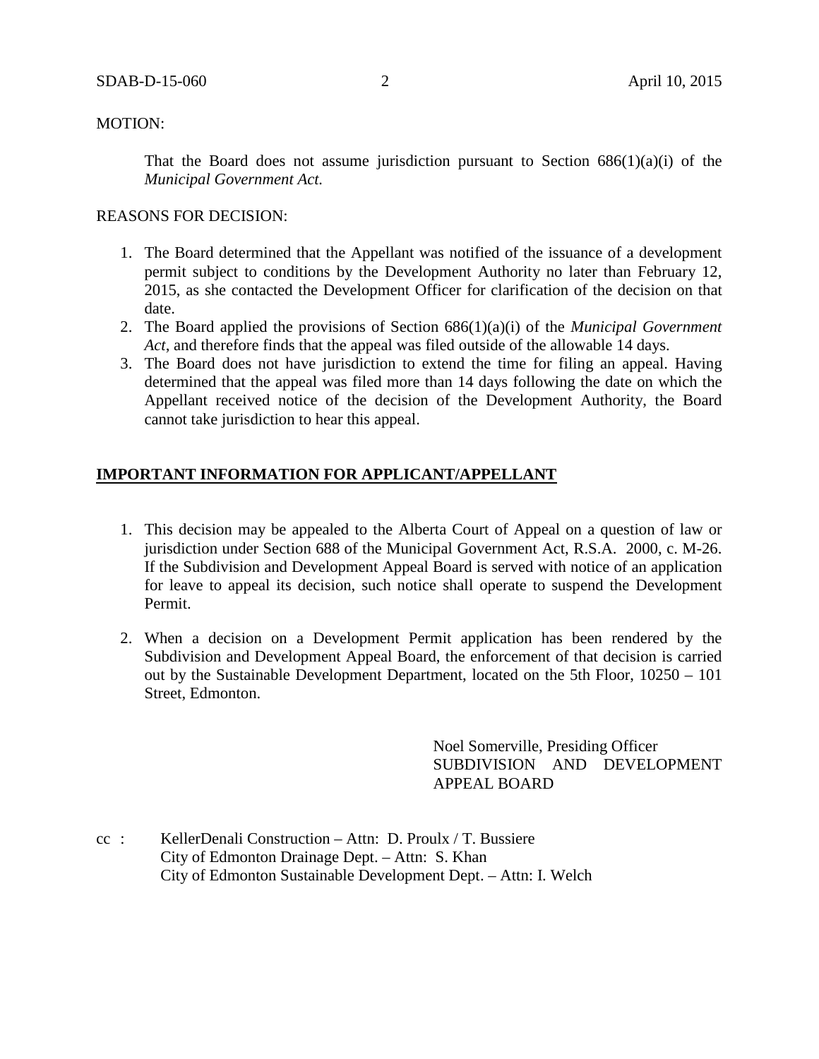MOTION:

> That the Board does not assume jurisdiction pursuant to Section 686(1)(a)(i) of the *Municipal Government Act.*

REASONS FOR DECISION:

1. The Board determined that the Appellant was notified of the issuance of a development permit subject to conditions by the Development Authority no later than February 12, 2015, as she contacted the Development Officer for clarification of the decision on that date.
2. The Board applied the provisions of Section 686(1)(a)(i) of the *Municipal Government Act*, and therefore finds that the appeal was filed outside of the allowable 14 days.
3. The Board does not have jurisdiction to extend the time for filing an appeal. Having determined that the appeal was filed more than 14 days following the date on which the Appellant received notice of the decision of the Development Authority, the Board cannot take jurisdiction to hear this appeal.

## **IMPORTANT INFORMATION FOR APPLICANT/APPELLANT**

1. This decision may be appealed to the Alberta Court of Appeal on a question of law or jurisdiction under Section 688 of the Municipal Government Act, R.S.A. 2000, c. M-26. If the Subdivision and Development Appeal Board is served with notice of an application for leave to appeal its decision, such notice shall operate to suspend the Development Permit.

2. When a decision on a Development Permit application has been rendered by the Subdivision and Development Appeal Board, the enforcement of that decision is carried out by the Sustainable Development Department, located on the 5th Floor, 10250 – 101 Street, Edmonton.

Noel Somerville, Presiding Officer
SUBDIVISION AND DEVELOPMENT APPEAL BOARD

cc : KellerDenali Construction – Attn: D. Proulx / T. Bussiere
City of Edmonton Drainage Dept. – Attn: S. Khan
City of Edmonton Sustainable Development Dept. – Attn: I. Welch